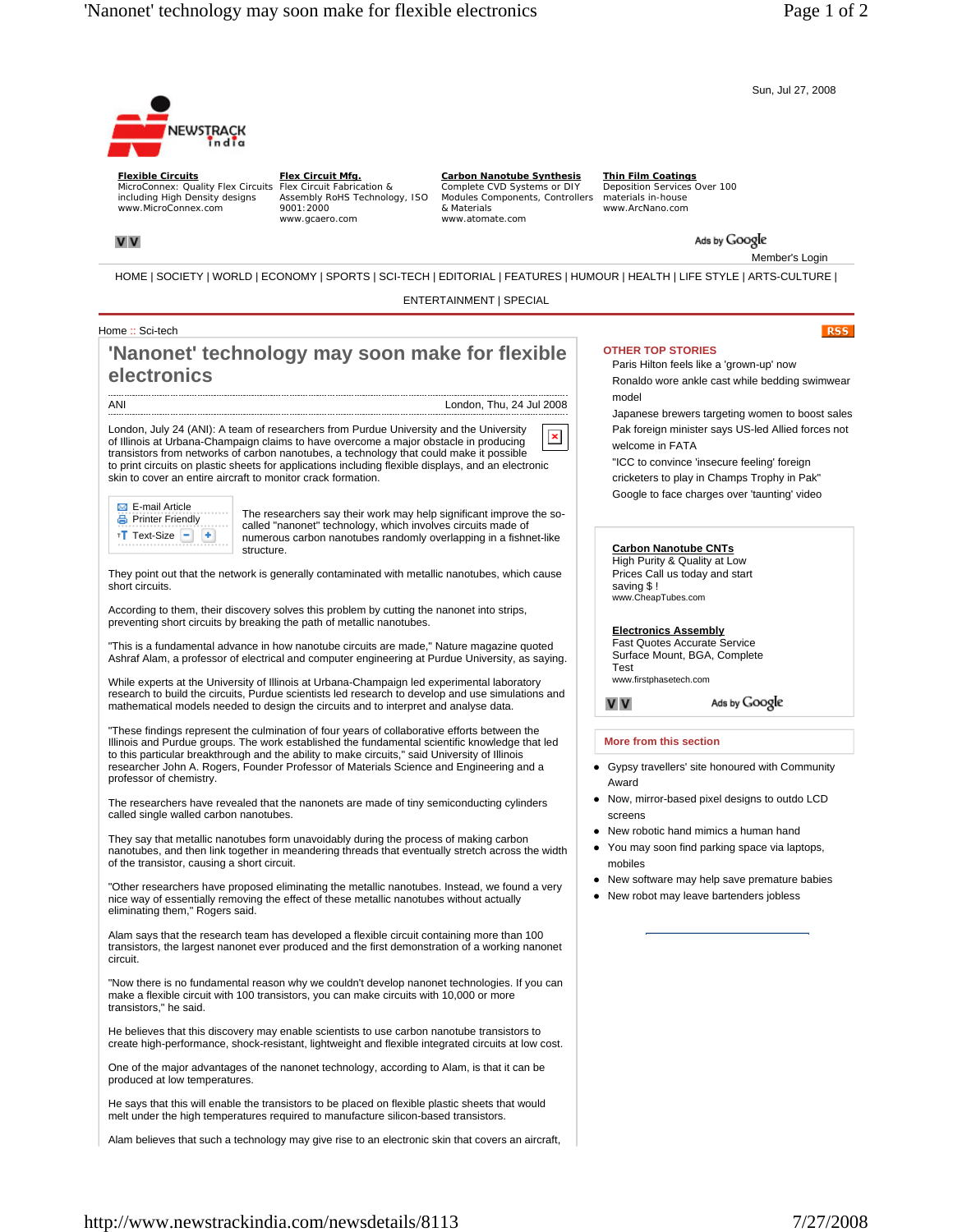Sun, Jul 27, 2008

NEWSTRACK india

**Flexible Circuits**
MicroConnex: Quality Flex Circuits including High Density designs
www.MicroConnex.com

**Flex Circuit Mfg.**
Flex Circuit Fabrication & Assembly RoHS Technology, ISO 9001:2000
www.gcaero.com

**Carbon Nanotube Synthesis**
Complete CVD Systems or DIY Modules Components, Controllers & Materials
www.atomate.com

**Thin Film Coatings**
Deposition Services Over 100 materials in-house
www.ArcNano.com

Ads by Google

Member's Login

HOME | SOCIETY | WORLD | ECONOMY | SPORTS | SCI-TECH | EDITORIAL | FEATURES | HUMOUR | HEALTH | LIFE STYLE | ARTS-CULTURE | ENTERTAINMENT | SPECIAL

Home :: Sci-tech

RSS

# 'Nanonet' technology may soon make for flexible electronics

ANI — London, Thu, 24 Jul 2008

London, July 24 (ANI): A team of researchers from Purdue University and the University of Illinois at Urbana-Champaign claims to have overcome a major obstacle in producing transistors from networks of carbon nanotubes, a technology that could make it possible to print circuits on plastic sheets for applications including flexible displays, and an electronic skin to cover an entire aircraft to monitor crack formation.

E-mail Article
Printer Friendly
Text-Size

The researchers say their work may help significant improve the so-called "nanonet" technology, which involves circuits made of numerous carbon nanotubes randomly overlapping in a fishnet-like structure.

They point out that the network is generally contaminated with metallic nanotubes, which cause short circuits.

According to them, their discovery solves this problem by cutting the nanonet into strips, preventing short circuits by breaking the path of metallic nanotubes.

"This is a fundamental advance in how nanotube circuits are made," Nature magazine quoted Ashraf Alam, a professor of electrical and computer engineering at Purdue University, as saying.

While experts at the University of Illinois at Urbana-Champaign led experimental laboratory research to build the circuits, Purdue scientists led research to develop and use simulations and mathematical models needed to design the circuits and to interpret and analyse data.

"These findings represent the culmination of four years of collaborative efforts between the Illinois and Purdue groups. The work established the fundamental scientific knowledge that led to this particular breakthrough and the ability to make circuits," said University of Illinois researcher John A. Rogers, Founder Professor of Materials Science and Engineering and a professor of chemistry.

The researchers have revealed that the nanonets are made of tiny semiconducting cylinders called single walled carbon nanotubes.

They say that metallic nanotubes form unavoidably during the process of making carbon nanotubes, and then link together in meandering threads that eventually stretch across the width of the transistor, causing a short circuit.

"Other researchers have proposed eliminating the metallic nanotubes. Instead, we found a very nice way of essentially removing the effect of these metallic nanotubes without actually eliminating them," Rogers said.

Alam says that the research team has developed a flexible circuit containing more than 100 transistors, the largest nanonet ever produced and the first demonstration of a working nanonet circuit.

"Now there is no fundamental reason why we couldn't develop nanonet technologies. If you can make a flexible circuit with 100 transistors, you can make circuits with 10,000 or more transistors," he said.

He believes that this discovery may enable scientists to use carbon nanotube transistors to create high-performance, shock-resistant, lightweight and flexible integrated circuits at low cost.

One of the major advantages of the nanonet technology, according to Alam, is that it can be produced at low temperatures.

He says that this will enable the transistors to be placed on flexible plastic sheets that would melt under the high temperatures required to manufacture silicon-based transistors.

Alam believes that such a technology may give rise to an electronic skin that covers an aircraft,

**OTHER TOP STORIES**

- Paris Hilton feels like a 'grown-up' now
- Ronaldo wore ankle cast while bedding swimwear model
- Japanese brewers targeting women to boost sales
- Pak foreign minister says US-led Allied forces not welcome in FATA
- "ICC to convince 'insecure feeling' foreign cricketers to play in Champs Trophy in Pak"
- Google to face charges over 'taunting' video

**Carbon Nanotube CNTs**
High Purity & Quality at Low Prices Call us today and start saving $ !
www.CheapTubes.com

**Electronics Assembly**
Fast Quotes Accurate Service Surface Mount, BGA, Complete Test
www.firstphasetech.com

Ads by Google

**More from this section**

- Gypsy travellers' site honoured with Community Award
- Now, mirror-based pixel designs to outdo LCD screens
- New robotic hand mimics a human hand
- You may soon find parking space via laptops, mobiles
- New software may help save premature babies
- New robot may leave bartenders jobless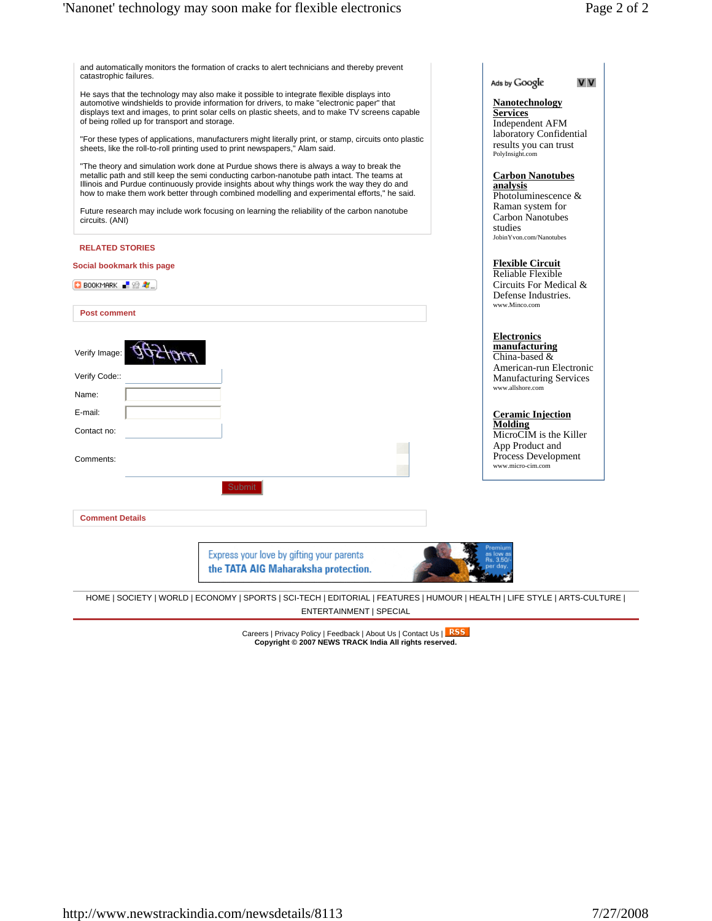and automatically monitors the formation of cracks to alert technicians and thereby prevent catastrophic failures.

He says that the technology may also make it possible to integrate flexible displays into automotive windshields to provide information for drivers, to make "electronic paper" that displays text and images, to print solar cells on plastic sheets, and to make TV screens capable of being rolled up for transport and storage.

"For these types of applications, manufacturers might literally print, or stamp, circuits onto plastic sheets, like the roll-to-roll printing used to print newspapers," Alam said.

"The theory and simulation work done at Purdue shows there is always a way to break the metallic path and still keep the semi conducting carbon-nanotube path intact. The teams at Illinois and Purdue continuously provide insights about why things work the way they do and how to make them work better through combined modelling and experimental efforts," he said.

Future research may include work focusing on learning the reliability of the carbon nanotube circuits. (ANI)

**RELATED STORIES**

**Social bookmark this page**

BOOKMARK

**Post comment**

Verify Image:

Verify Code::

Name:

E-mail:

Contact no:

Comments:

Submit

**Comment Details**

Express your love by gifting your parents the TATA AIG Maharaksha protection. Premium as low as Rs. 3.50/- per day.

HOME | SOCIETY | WORLD | ECONOMY | SPORTS | SCI-TECH | EDITORIAL | FEATURES | HUMOUR | HEALTH | LIFE STYLE | ARTS-CULTURE | ENTERTAINMENT | SPECIAL

Careers | Privacy Policy | Feedback | About Us | Contact Us | RSS

**Copyright © 2007 NEWS TRACK India All rights reserved.**

Ads by Google

**Nanotechnology Services**
Independent AFM laboratory Confidential results you can trust
PolyInsight.com

**Carbon Nanotubes analysis**
Photoluminescence & Raman system for Carbon Nanotubes studies
JobinYvon.com/Nanotubes

**Flexible Circuit**
Reliable Flexible Circuits For Medical & Defense Industries.
www.Minco.com

**Electronics manufacturing**
China-based & American-run Electronic Manufacturing Services
www.allshore.com

**Ceramic Injection Molding**
MicroCIM is the Killer App Product and Process Development
www.micro-cim.com